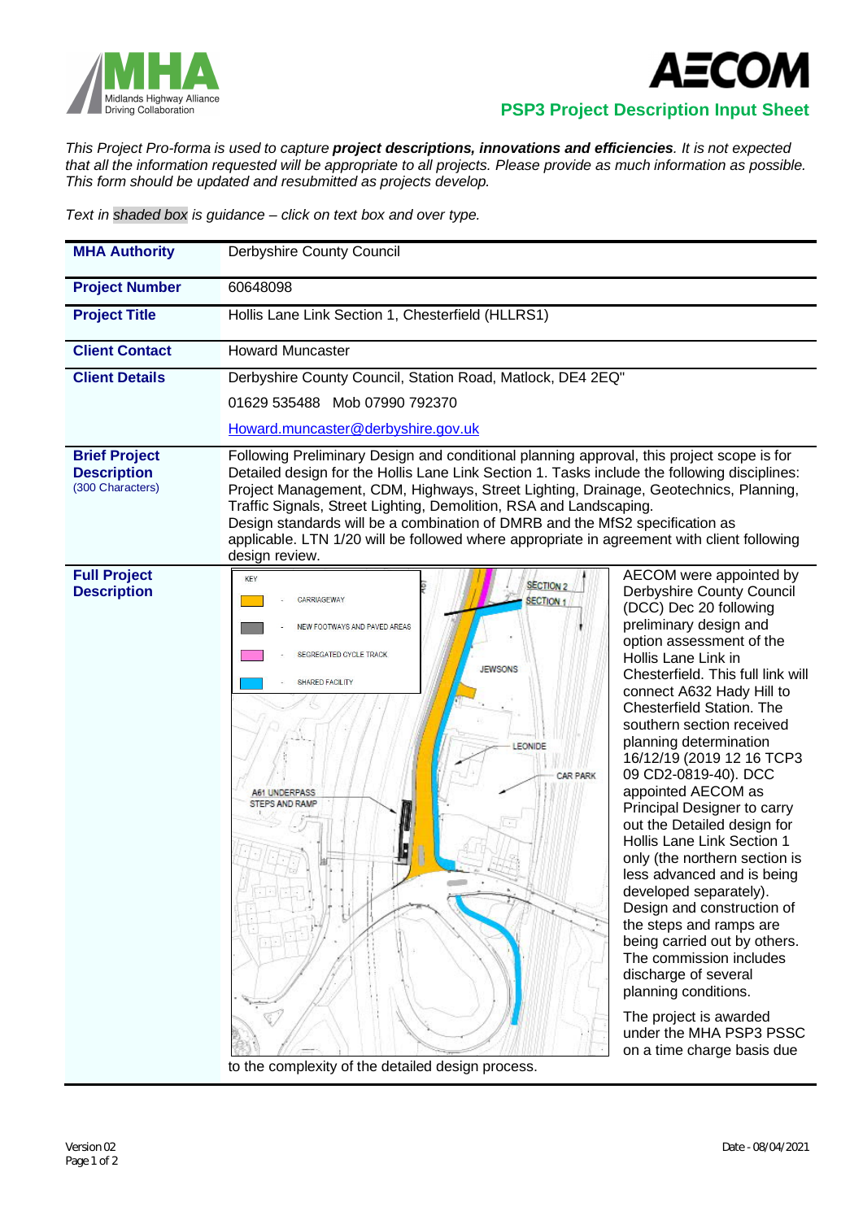Midlands Highway Alliance Driving Collaboration

AECOM

## PSP3 Project Description Input Sheet

*This Project Pro-forma is used to capture **project descriptions, innovations and efficiencies**. It is not expected that all the information requested will be appropriate to all projects. Please provide as much information as possible. This form should be updated and resubmitted as projects develop.*

*Text in shaded box is guidance – click on text box and over type.*

| | |
|---|---|
| **MHA Authority** | Derbyshire County Council |
| **Project Number** | 60648098 |
| **Project Title** | Hollis Lane Link Section 1, Chesterfield (HLLRS1) |
| **Client Contact** | Howard Muncaster |
| **Client Details** | Derbyshire County Council, Station Road, Matlock, DE4 2EQ"<br>01629 535488 Mob 07990 792370<br>Howard.muncaster@derbyshire.gov.uk |
| **Brief Project Description** (300 Characters) | Following Preliminary Design and conditional planning approval, this project scope is for Detailed design for the Hollis Lane Link Section 1. Tasks include the following disciplines: Project Management, CDM, Highways, Street Lighting, Drainage, Geotechnics, Planning, Traffic Signals, Street Lighting, Demolition, RSA and Landscaping.<br>Design standards will be a combination of DMRB and the MfS2 specification as applicable. LTN 1/20 will be followed where appropriate in agreement with client following design review. |
| **Full Project Description** | AECOM were appointed by Derbyshire County Council (DCC) Dec 20 following preliminary design and option assessment of the Hollis Lane Link in Chesterfield. This full link will connect A632 Hady Hill to Chesterfield Station. The southern section received planning determination 16/12/19 (2019 12 16 TCP3 09 CD2-0819-40). DCC appointed AECOM as Principal Designer to carry out the Detailed design for Hollis Lane Link Section 1 only (the northern section is less advanced and is being developed separately). Design and construction of the steps and ramps are being carried out by others. The commission includes discharge of several planning conditions.<br>The project is awarded under the MHA PSP3 PSSC on a time charge basis due to the complexity of the detailed design process. |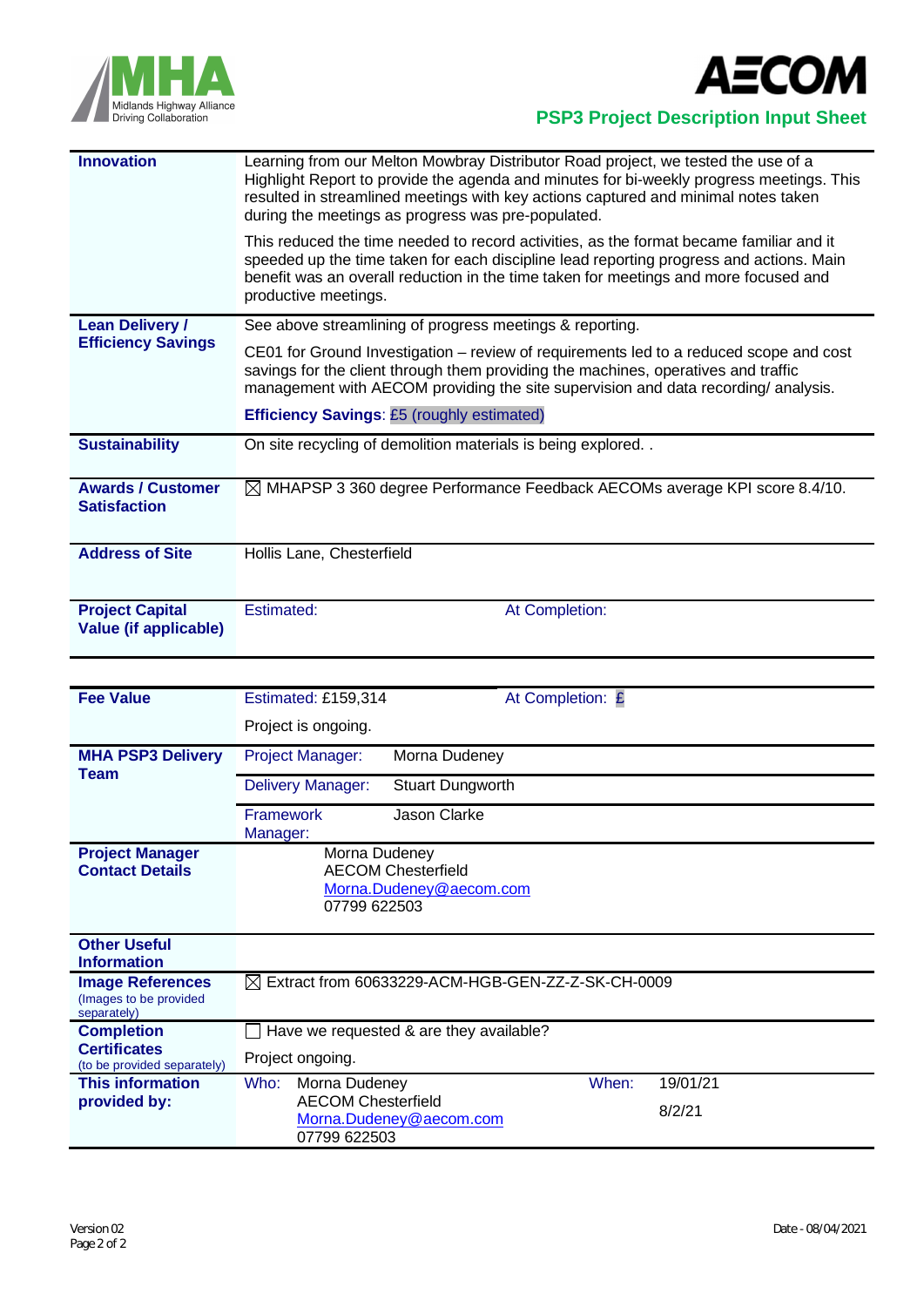**PSP3 Project Description Input Sheet**

| | | | |
|---|---|---|---|
| **Innovation** | Learning from our Melton Mowbray Distributor Road project, we tested the use of a Highlight Report to provide the agenda and minutes for bi-weekly progress meetings. This resulted in streamlined meetings with key actions captured and minimal notes taken during the meetings as progress was pre-populated.<br><br>This reduced the time needed to record activities, as the format became familiar and it speeded up the time taken for each discipline lead reporting progress and actions. Main benefit was an overall reduction in the time taken for meetings and more focused and productive meetings. | | |
| **Lean Delivery / Efficiency Savings** | See above streamlining of progress meetings & reporting.<br><br>CE01 for Ground Investigation – review of requirements led to a reduced scope and cost savings for the client through them providing the machines, operatives and traffic management with AECOM providing the site supervision and data recording/ analysis.<br><br>**Efficiency Savings**: £5 (roughly estimated) | | |
| **Sustainability** | On site recycling of demolition materials is being explored. . | | |
| **Awards / Customer Satisfaction** | ☒ MHAPSP 3 360 degree Performance Feedback AECOMs average KPI score 8.4/10. | | |
| **Address of Site** | Hollis Lane, Chesterfield | | |
| **Project Capital Value (if applicable)** | Estimated: | At Completion: | |
| **Fee Value** | Estimated: £159,314<br><br>Project is ongoing. | At Completion: £ | |
| **MHA PSP3 Delivery Team** | Project Manager: | Morna Dudeney | |
| | Delivery Manager: | Stuart Dungworth | |
| | Framework Manager: | Jason Clarke | |
| **Project Manager Contact Details** | Morna Dudeney<br>AECOM Chesterfield<br>Morna.Dudeney@aecom.com<br>07799 622503 | | |
| **Other Useful Information** | | | |
| **Image References** (Images to be provided separately) | ☒ Extract from 60633229-ACM-HGB-GEN-ZZ-Z-SK-CH-0009 | | |
| **Completion Certificates** (to be provided separately) | ☐ Have we requested & are they available?<br><br>Project ongoing. | | |
| **This information provided by:** | Who: Morna Dudeney<br>AECOM Chesterfield<br>Morna.Dudeney@aecom.com<br>07799 622503 | When: | 19/01/21<br><br>8/2/21 |

Version 02

Date - 08/04/2021